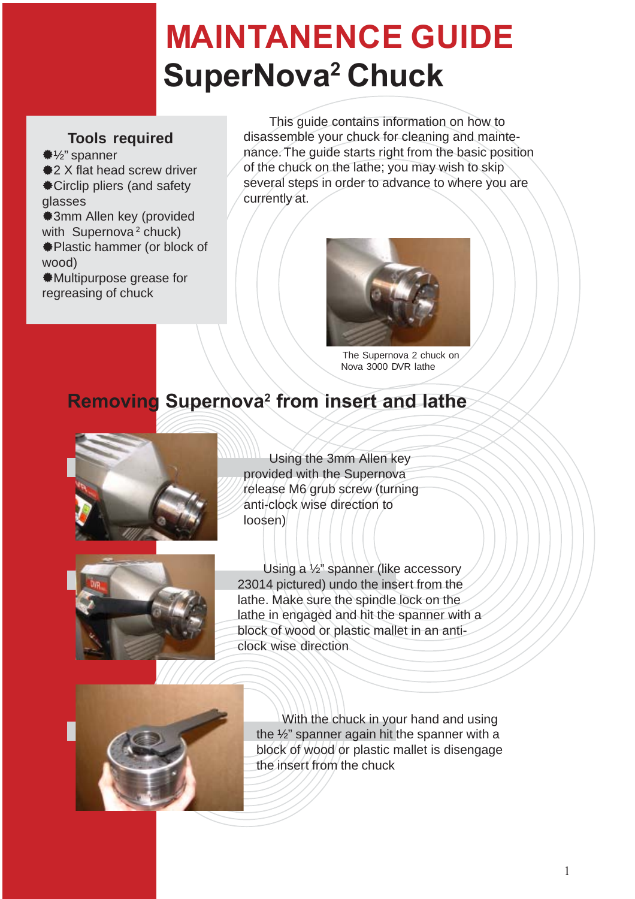# MAINTANENCE GUIDE

# SuperNova² Chuck

### Tools required

- ½" spanner
- 2 X flat head screw driver
- Circlip pliers (and safety glasses
- 3mm Allen key (provided with Supernova² chuck)
- Plastic hammer (or block of wood)
- Multipurpose grease for regreasing of chuck

This guide contains information on how to disassemble your chuck for cleaning and maintenance. The guide starts right from the basic position of the chuck on the lathe; you may wish to skip several steps in order to advance to where you are currently at.

The Supernova 2 chuck on Nova 3000 DVR lathe

## Removing Supernova² from insert and lathe

Using the 3mm Allen key provided with the Supernova release M6 grub screw (turning anti-clock wise direction to loosen)

Using a ½" spanner (like accessory 23014 pictured) undo the insert from the lathe. Make sure the spindle lock on the lathe in engaged and hit the spanner with a block of wood or plastic mallet in an anti-clock wise direction

With the chuck in your hand and using the ½" spanner again hit the spanner with a block of wood or plastic mallet is disengage the insert from the chuck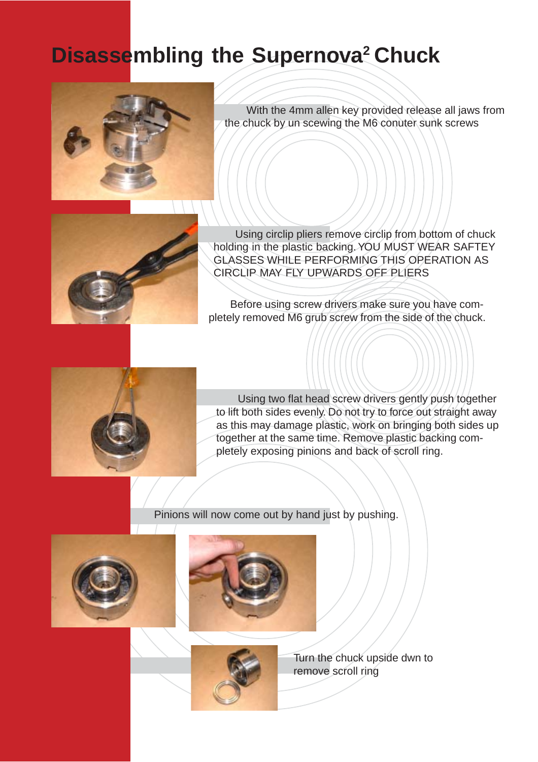# Disassembling the Supernova² Chuck

With the 4mm allen key provided release all jaws from the chuck by un scewing the M6 conuter sunk screws

Using circlip pliers remove circlip from bottom of chuck holding in the plastic backing. YOU MUST WEAR SAFTEY GLASSES WHILE PERFORMING THIS OPERATION AS CIRCLIP MAY FLY UPWARDS OFF PLIERS

Before using screw drivers make sure you have completely removed M6 grub screw from the side of the chuck.

Using two flat head screw drivers gently push together to lift both sides evenly. Do not try to force out straight away as this may damage plastic, work on bringing both sides up together at the same time. Remove plastic backing completely exposing pinions and back of scroll ring.

Pinions will now come out by hand just by pushing.

Turn the chuck upside dwn to remove scroll ring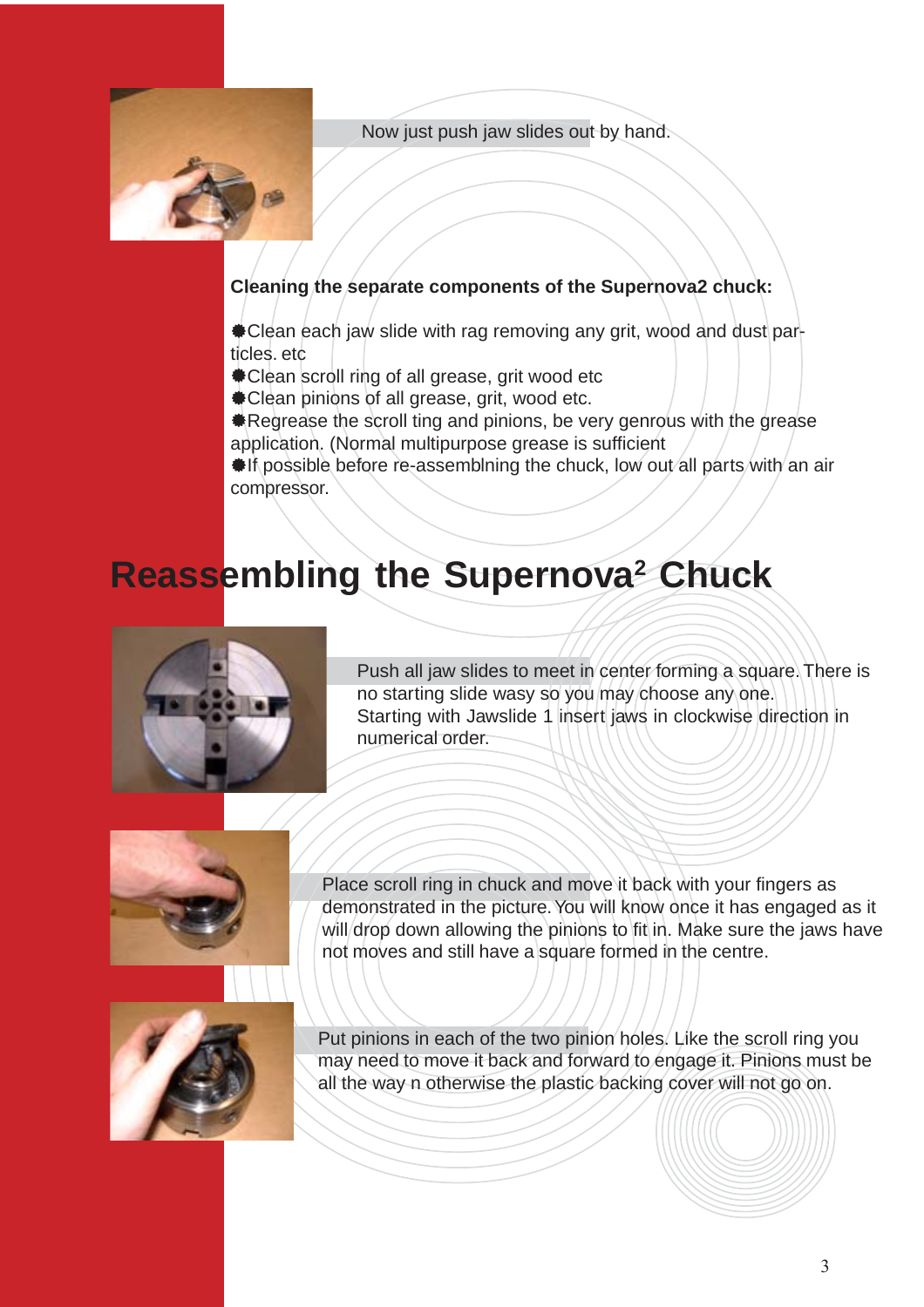Now just push jaw slides out by hand.

**Cleaning the separate components of the Supernova2 chuck:**

- Clean each jaw slide with rag removing any grit, wood and dust particles. etc
- Clean scroll ring of all grease, grit wood etc
- Clean pinions of all grease, grit, wood etc.
- Regrease the scroll ting and pinions, be very genrous with the grease application. (Normal multipurpose grease is sufficient
- If possible before re-assemblning the chuck, low out all parts with an air compressor.

# Reassembling the Supernova$^2$ Chuck

Push all jaw slides to meet in center forming a square. There is no starting slide wasy so you may choose any one.
Starting with Jawslide 1 insert jaws in clockwise direction in numerical order.

Place scroll ring in chuck and move it back with your fingers as demonstrated in the picture. You will know once it has engaged as it will drop down allowing the pinions to fit in. Make sure the jaws have not moves and still have a square formed in the centre.

Put pinions in each of the two pinion holes. Like the scroll ring you may need to move it back and forward to engage it. Pinions must be all the way n otherwise the plastic backing cover will not go on.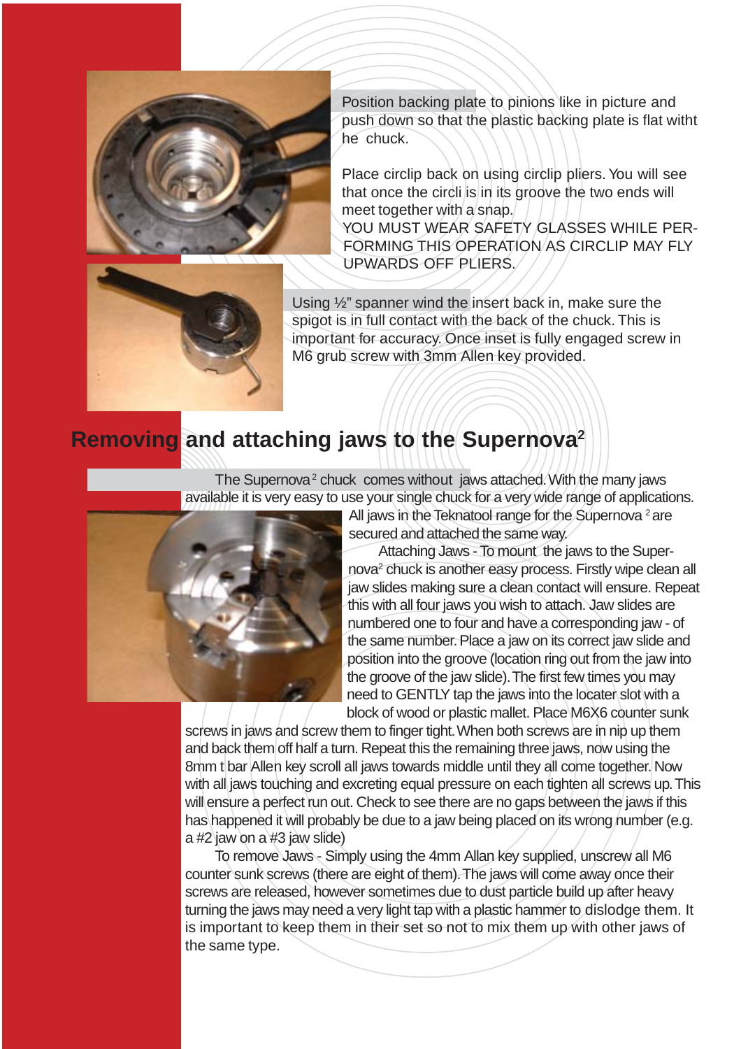Position backing plate to pinions like in picture and push down so that the plastic backing plate is flat witht he chuck.

Place circlip back on using circlip pliers. You will see that once the circli is in its groove the two ends will meet together with a snap.
YOU MUST WEAR SAFETY GLASSES WHILE PERFORMING THIS OPERATION AS CIRCLIP MAY FLY UPWARDS OFF PLIERS.

Using ½" spanner wind the insert back in, make sure the spigot is in full contact with the back of the chuck. This is important for accuracy. Once inset is fully engaged screw in M6 grub screw with 3mm Allen key provided.

## Removing and attaching jaws to the Supernova²

The Supernova² chuck comes without jaws attached. With the many jaws available it is very easy to use your single chuck for a very wide range of applications. All jaws in the Teknatool range for the Supernova² are secured and attached the same way.

Attaching Jaws - To mount the jaws to the Supernova² chuck is another easy process. Firstly wipe clean all jaw slides making sure a clean contact will ensure. Repeat this with all four jaws you wish to attach. Jaw slides are numbered one to four and have a corresponding jaw - of the same number. Place a jaw on its correct jaw slide and position into the groove (location ring out from the jaw into the groove of the jaw slide). The first few times you may need to GENTLY tap the jaws into the locater slot with a block of wood or plastic mallet. Place M6X6 counter sunk screws in jaws and screw them to finger tight. When both screws are in nip up them and back them off half a turn. Repeat this the remaining three jaws, now using the 8mm t bar Allen key scroll all jaws towards middle until they all come together. Now with all jaws touching and excreting equal pressure on each tighten all screws up. This will ensure a perfect run out. Check to see there are no gaps between the jaws if this has happened it will probably be due to a jaw being placed on its wrong number (e.g. a #2 jaw on a #3 jaw slide)

To remove Jaws - Simply using the 4mm Allan key supplied, unscrew all M6 counter sunk screws (there are eight of them). The jaws will come away once their screws are released, however sometimes due to dust particle build up after heavy turning the jaws may need a very light tap with a plastic hammer to dislodge them. It is important to keep them in their set so not to mix them up with other jaws of the same type.